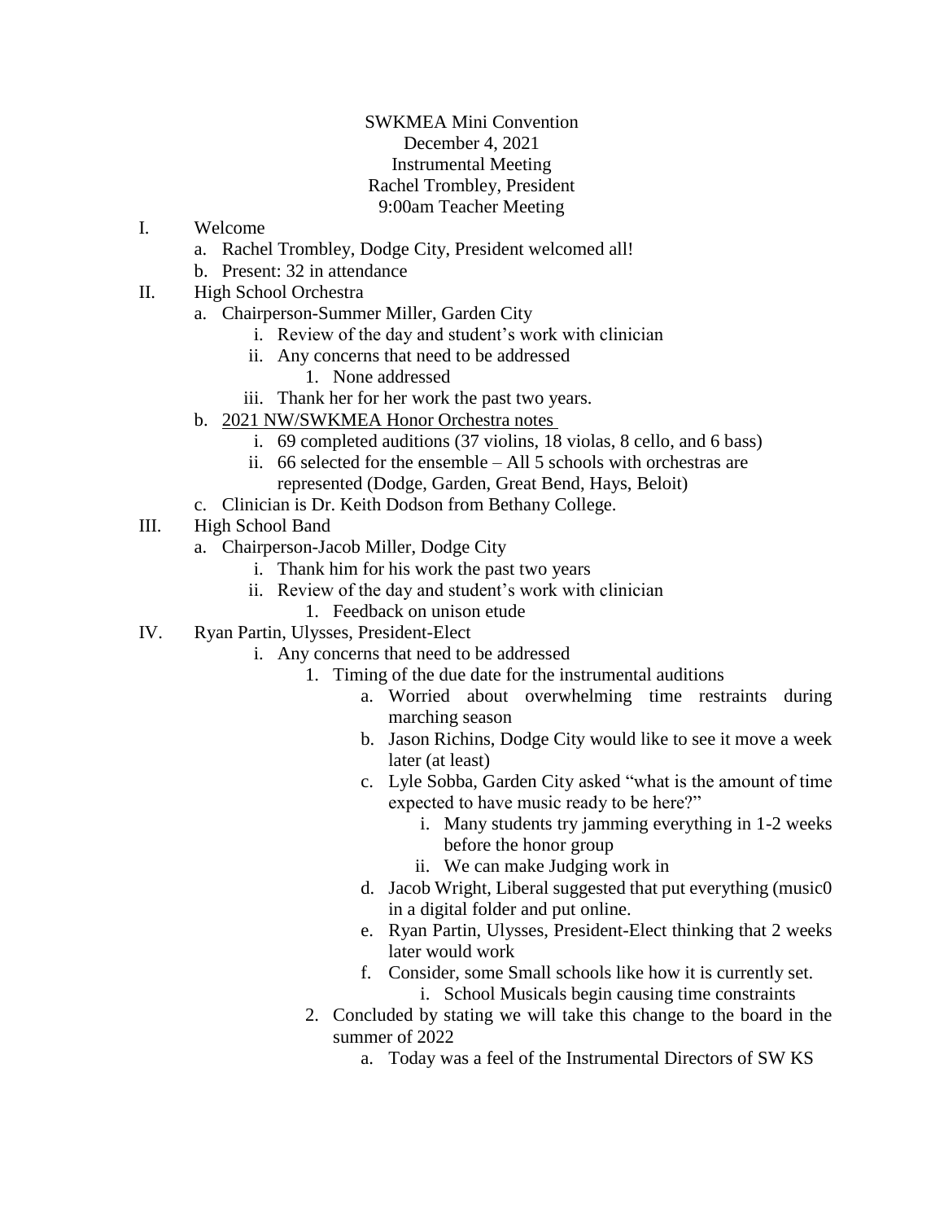SWKMEA Mini Convention
December 4, 2021
Instrumental Meeting
Rachel Trombley, President
9:00am Teacher Meeting

I. Welcome
   a. Rachel Trombley, Dodge City, President welcomed all!
   b. Present: 32 in attendance

II. High School Orchestra
   a. Chairperson-Summer Miller, Garden City
      i. Review of the day and student's work with clinician
      ii. Any concerns that need to be addressed
         1. None addressed
      iii. Thank her for her work the past two years.
   b. <u>2021 NW/SWKMEA Honor Orchestra notes</u>
      i. 69 completed auditions (37 violins, 18 violas, 8 cello, and 6 bass)
      ii. 66 selected for the ensemble – All 5 schools with orchestras are represented (Dodge, Garden, Great Bend, Hays, Beloit)
   c. Clinician is Dr. Keith Dodson from Bethany College.

III. High School Band
   a. Chairperson-Jacob Miller, Dodge City
      i. Thank him for his work the past two years
      ii. Review of the day and student's work with clinician
         1. Feedback on unison etude

IV. Ryan Partin, Ulysses, President-Elect
      i. Any concerns that need to be addressed
         1. Timing of the due date for the instrumental auditions
            a. Worried about overwhelming time restraints during marching season
            b. Jason Richins, Dodge City would like to see it move a week later (at least)
            c. Lyle Sobba, Garden City asked "what is the amount of time expected to have music ready to be here?"
               i. Many students try jamming everything in 1-2 weeks before the honor group
               ii. We can make Judging work in
            d. Jacob Wright, Liberal suggested that put everything (music0 in a digital folder and put online.
            e. Ryan Partin, Ulysses, President-Elect thinking that 2 weeks later would work
            f. Consider, some Small schools like how it is currently set.
               i. School Musicals begin causing time constraints
         2. Concluded by stating we will take this change to the board in the summer of 2022
            a. Today was a feel of the Instrumental Directors of SW KS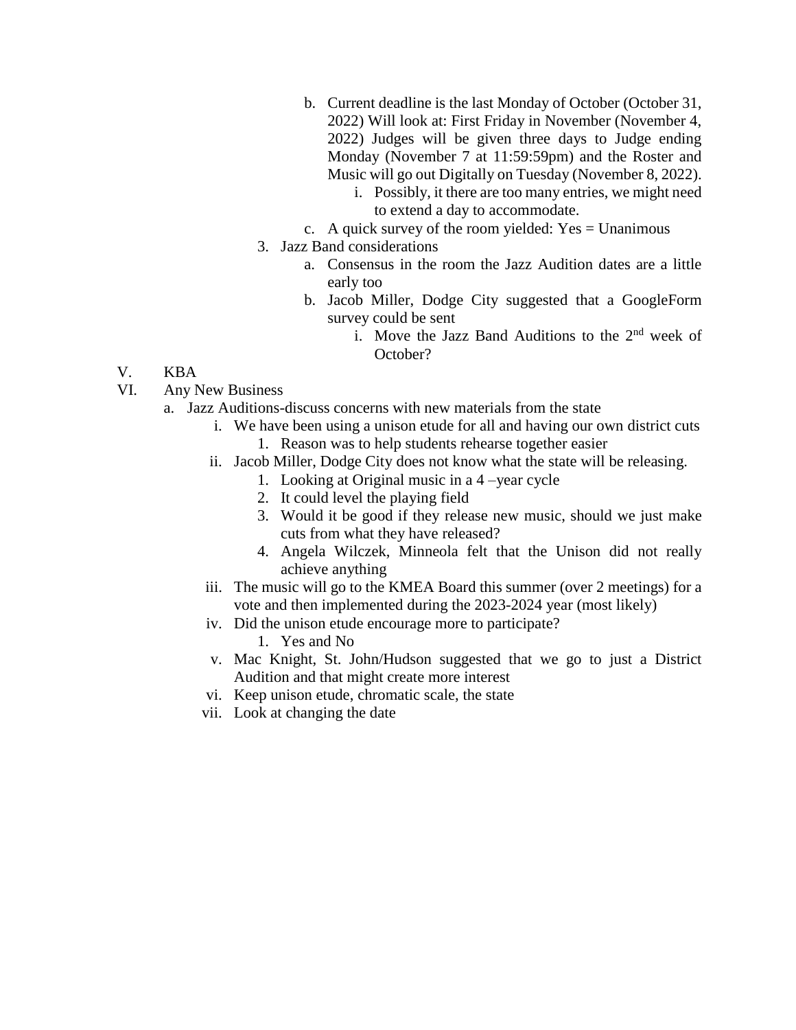b. Current deadline is the last Monday of October (October 31, 2022) Will look at: First Friday in November (November 4, 2022) Judges will be given three days to Judge ending Monday (November 7 at 11:59:59pm) and the Roster and Music will go out Digitally on Tuesday (November 8, 2022).
      i. Possibly, it there are too many entries, we might need to extend a day to accommodate.
   c. A quick survey of the room yielded: Yes = Unanimous

3. Jazz Band considerations
   a. Consensus in the room the Jazz Audition dates are a little early too
   b. Jacob Miller, Dodge City suggested that a GoogleForm survey could be sent
      i. Move the Jazz Band Auditions to the 2nd week of October?

V. KBA

VI. Any New Business

a. Jazz Auditions-discuss concerns with new materials from the state
   i. We have been using a unison etude for all and having our own district cuts
      1. Reason was to help students rehearse together easier
   ii. Jacob Miller, Dodge City does not know what the state will be releasing.
      1. Looking at Original music in a 4 –year cycle
      2. It could level the playing field
      3. Would it be good if they release new music, should we just make cuts from what they have released?
      4. Angela Wilczek, Minneola felt that the Unison did not really achieve anything
   iii. The music will go to the KMEA Board this summer (over 2 meetings) for a vote and then implemented during the 2023-2024 year (most likely)
   iv. Did the unison etude encourage more to participate?
      1. Yes and No
   v. Mac Knight, St. John/Hudson suggested that we go to just a District Audition and that might create more interest
   vi. Keep unison etude, chromatic scale, the state
   vii. Look at changing the date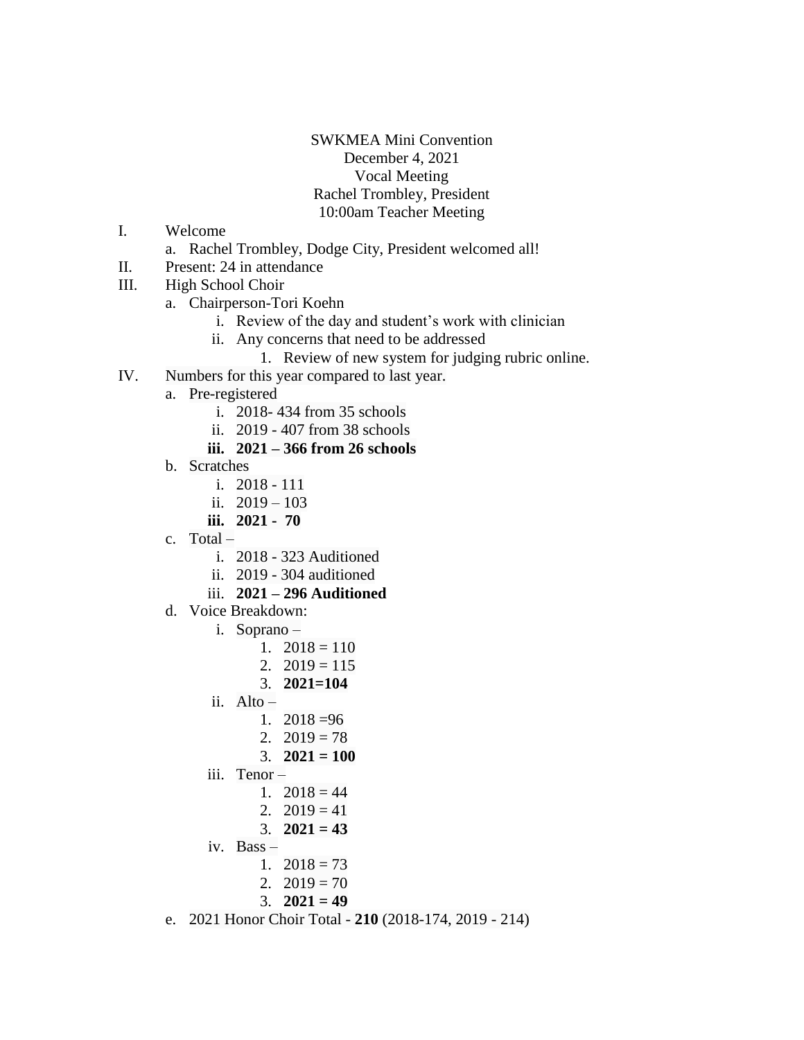SWKMEA Mini Convention
December 4, 2021
Vocal Meeting
Rachel Trombley, President
10:00am Teacher Meeting

I. Welcome
   a. Rachel Trombley, Dodge City, President welcomed all!
II. Present: 24 in attendance
III. High School Choir
   a. Chairperson-Tori Koehn
      i. Review of the day and student's work with clinician
      ii. Any concerns that need to be addressed
         1. Review of new system for judging rubric online.
IV. Numbers for this year compared to last year.
   a. Pre-registered
      i. 2018- 434 from 35 schools
      ii. 2019 - 407 from 38 schools
      **iii. 2021 – 366 from 26 schools**
   b. Scratches
      i. 2018 - 111
      ii. 2019 – 103
      **iii. 2021 - 70**
   c. Total –
      i. 2018 - 323 Auditioned
      ii. 2019 - 304 auditioned
      iii. **2021 – 296 Auditioned**
   d. Voice Breakdown:
      i. Soprano –
         1. 2018 = 110
         2. 2019 = 115
         3. **2021=104**
      ii. Alto –
         1. 2018 =96
         2. 2019 = 78
         3. **2021 = 100**
      iii. Tenor –
         1. 2018 = 44
         2. 2019 = 41
         3. **2021 = 43**
      iv. Bass –
         1. 2018 = 73
         2. 2019 = 70
         3. **2021 = 49**
   e. 2021 Honor Choir Total - **210** (2018-174, 2019 - 214)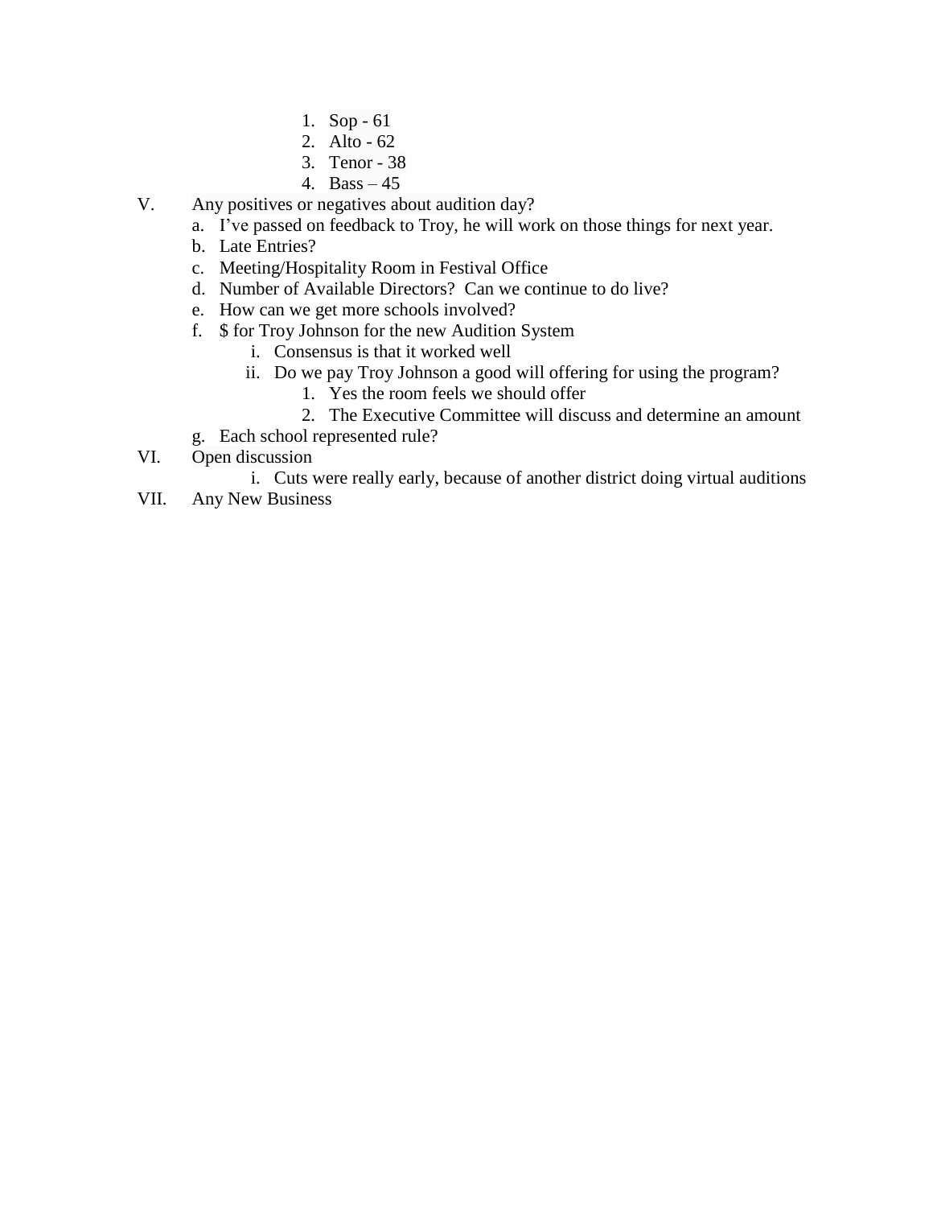1. Sop - 61
2. Alto - 62
3. Tenor - 38
4. Bass – 45

V. Any positives or negatives about audition day?
   a. I've passed on feedback to Troy, he will work on those things for next year.
   b. Late Entries?
   c. Meeting/Hospitality Room in Festival Office
   d. Number of Available Directors? Can we continue to do live?
   e. How can we get more schools involved?
   f. $ for Troy Johnson for the new Audition System
      i. Consensus is that it worked well
      ii. Do we pay Troy Johnson a good will offering for using the program?
         1. Yes the room feels we should offer
         2. The Executive Committee will discuss and determine an amount
   g. Each school represented rule?

VI. Open discussion
      i. Cuts were really early, because of another district doing virtual auditions

VII. Any New Business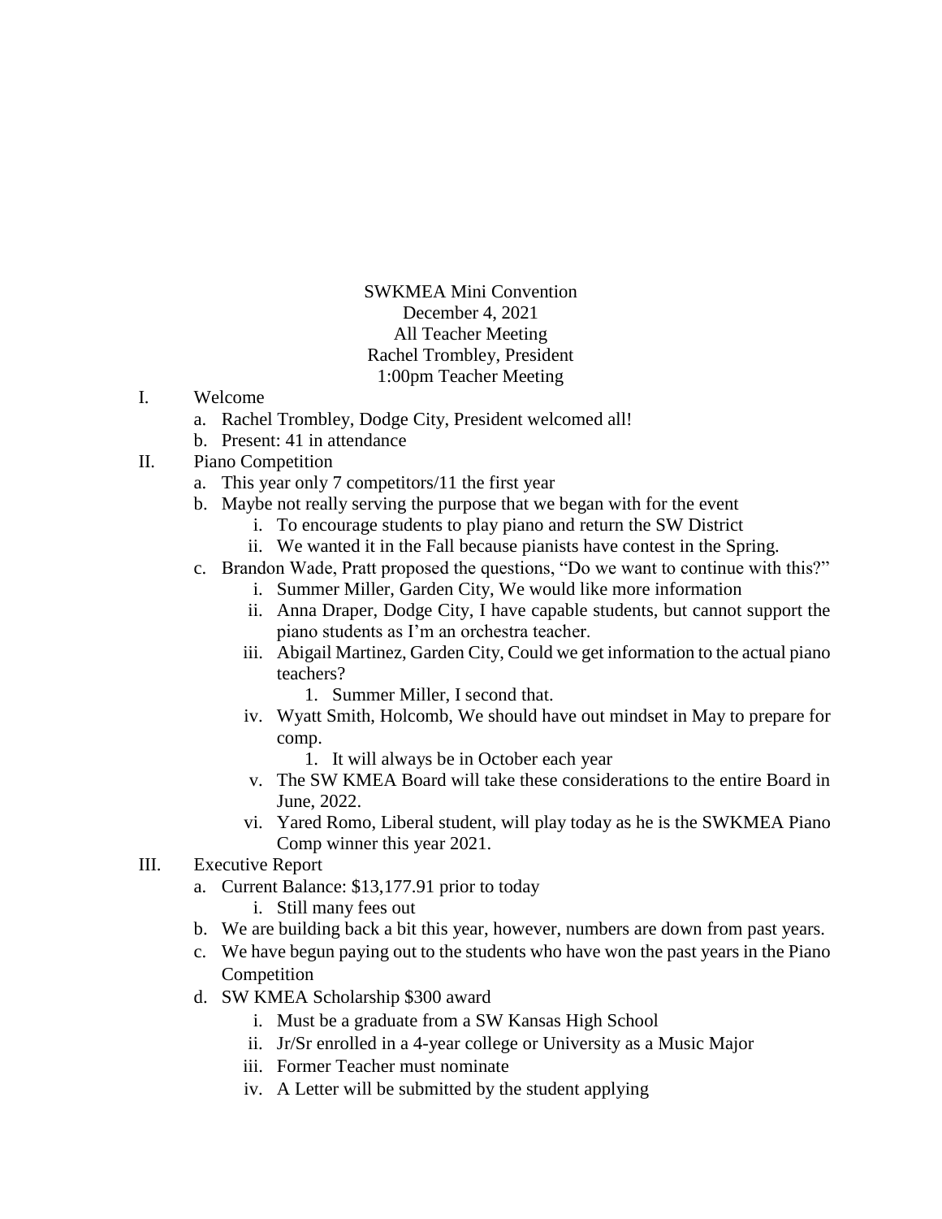SWKMEA Mini Convention
December 4, 2021
All Teacher Meeting
Rachel Trombley, President
1:00pm Teacher Meeting

I. Welcome
   a. Rachel Trombley, Dodge City, President welcomed all!
   b. Present: 41 in attendance
II. Piano Competition
   a. This year only 7 competitors/11 the first year
   b. Maybe not really serving the purpose that we began with for the event
      i. To encourage students to play piano and return the SW District
      ii. We wanted it in the Fall because pianists have contest in the Spring.
   c. Brandon Wade, Pratt proposed the questions, "Do we want to continue with this?"
      i. Summer Miller, Garden City, We would like more information
      ii. Anna Draper, Dodge City, I have capable students, but cannot support the piano students as I'm an orchestra teacher.
      iii. Abigail Martinez, Garden City, Could we get information to the actual piano teachers?
         1. Summer Miller, I second that.
      iv. Wyatt Smith, Holcomb, We should have out mindset in May to prepare for comp.
         1. It will always be in October each year
      v. The SW KMEA Board will take these considerations to the entire Board in June, 2022.
      vi. Yared Romo, Liberal student, will play today as he is the SWKMEA Piano Comp winner this year 2021.
III. Executive Report
   a. Current Balance: $13,177.91 prior to today
      i. Still many fees out
   b. We are building back a bit this year, however, numbers are down from past years.
   c. We have begun paying out to the students who have won the past years in the Piano Competition
   d. SW KMEA Scholarship $300 award
      i. Must be a graduate from a SW Kansas High School
      ii. Jr/Sr enrolled in a 4-year college or University as a Music Major
      iii. Former Teacher must nominate
      iv. A Letter will be submitted by the student applying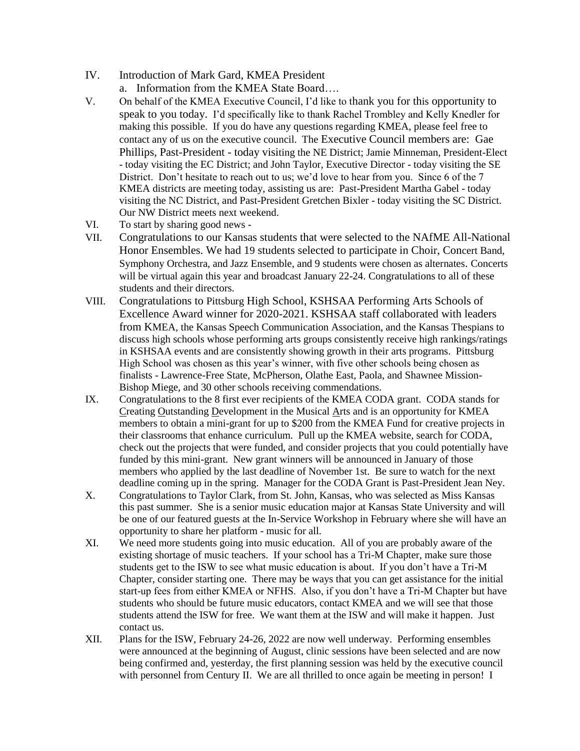IV. Introduction of Mark Gard, KMEA President
    a. Information from the KMEA State Board….

V. On behalf of the KMEA Executive Council, I'd like to thank you for this opportunity to speak to you today. I'd specifically like to thank Rachel Trombley and Kelly Knedler for making this possible. If you do have any questions regarding KMEA, please feel free to contact any of us on the executive council. The Executive Council members are: Gae Phillips, Past-President - today visiting the NE District; Jamie Minneman, President-Elect - today visiting the EC District; and John Taylor, Executive Director - today visiting the SE District. Don't hesitate to reach out to us; we'd love to hear from you. Since 6 of the 7 KMEA districts are meeting today, assisting us are: Past-President Martha Gabel - today visiting the NC District, and Past-President Gretchen Bixler - today visiting the SC District. Our NW District meets next weekend.

VI. To start by sharing good news -

VII. Congratulations to our Kansas students that were selected to the NAfME All-National Honor Ensembles. We had 19 students selected to participate in Choir, Concert Band, Symphony Orchestra, and Jazz Ensemble, and 9 students were chosen as alternates. Concerts will be virtual again this year and broadcast January 22-24. Congratulations to all of these students and their directors.

VIII. Congratulations to Pittsburg High School, KSHSAA Performing Arts Schools of Excellence Award winner for 2020-2021. KSHSAA staff collaborated with leaders from KMEA, the Kansas Speech Communication Association, and the Kansas Thespians to discuss high schools whose performing arts groups consistently receive high rankings/ratings in KSHSAA events and are consistently showing growth in their arts programs. Pittsburg High School was chosen as this year's winner, with five other schools being chosen as finalists - Lawrence-Free State, McPherson, Olathe East, Paola, and Shawnee Mission-Bishop Miege, and 30 other schools receiving commendations.

IX. Congratulations to the 8 first ever recipients of the KMEA CODA grant. CODA stands for Creating Outstanding Development in the Musical Arts and is an opportunity for KMEA members to obtain a mini-grant for up to $200 from the KMEA Fund for creative projects in their classrooms that enhance curriculum. Pull up the KMEA website, search for CODA, check out the projects that were funded, and consider projects that you could potentially have funded by this mini-grant. New grant winners will be announced in January of those members who applied by the last deadline of November 1st. Be sure to watch for the next deadline coming up in the spring. Manager for the CODA Grant is Past-President Jean Ney.

X. Congratulations to Taylor Clark, from St. John, Kansas, who was selected as Miss Kansas this past summer. She is a senior music education major at Kansas State University and will be one of our featured guests at the In-Service Workshop in February where she will have an opportunity to share her platform - music for all.

XI. We need more students going into music education. All of you are probably aware of the existing shortage of music teachers. If your school has a Tri-M Chapter, make sure those students get to the ISW to see what music education is about. If you don't have a Tri-M Chapter, consider starting one. There may be ways that you can get assistance for the initial start-up fees from either KMEA or NFHS. Also, if you don't have a Tri-M Chapter but have students who should be future music educators, contact KMEA and we will see that those students attend the ISW for free. We want them at the ISW and will make it happen. Just contact us.

XII. Plans for the ISW, February 24-26, 2022 are now well underway. Performing ensembles were announced at the beginning of August, clinic sessions have been selected and are now being confirmed and, yesterday, the first planning session was held by the executive council with personnel from Century II. We are all thrilled to once again be meeting in person! I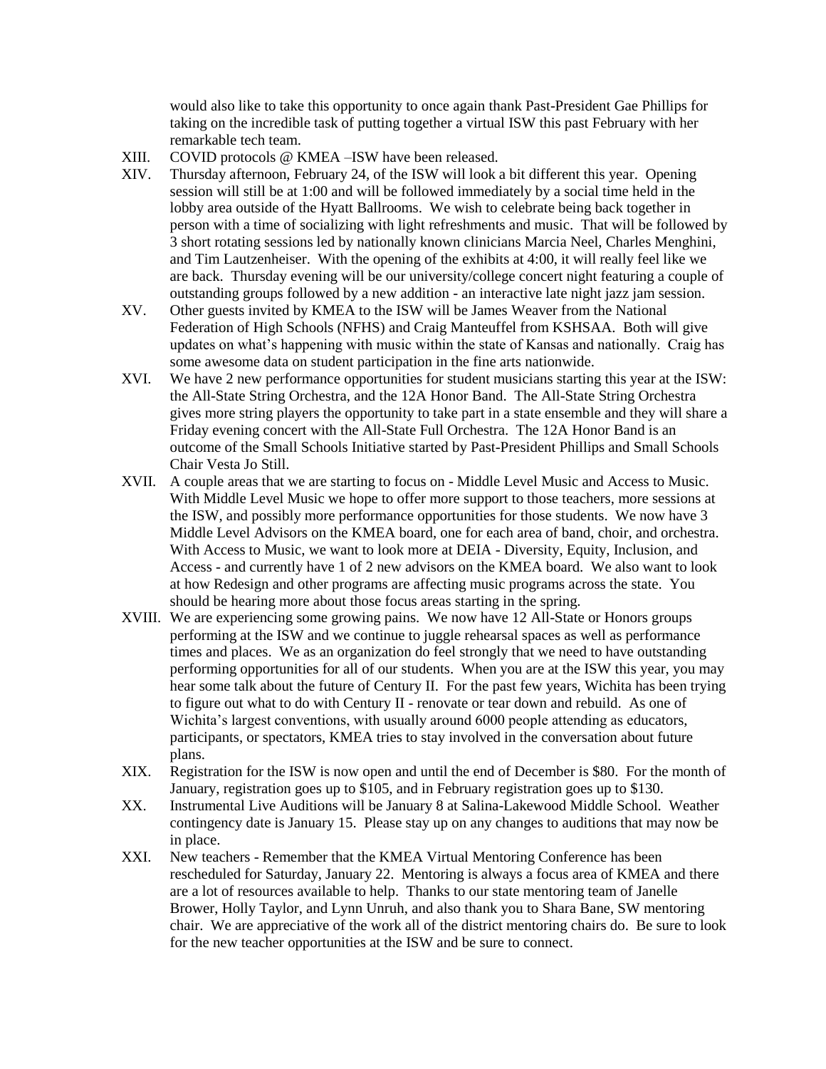would also like to take this opportunity to once again thank Past-President Gae Phillips for taking on the incredible task of putting together a virtual ISW this past February with her remarkable tech team.

XIII. COVID protocols @ KMEA –ISW have been released.

XIV. Thursday afternoon, February 24, of the ISW will look a bit different this year. Opening session will still be at 1:00 and will be followed immediately by a social time held in the lobby area outside of the Hyatt Ballrooms. We wish to celebrate being back together in person with a time of socializing with light refreshments and music. That will be followed by 3 short rotating sessions led by nationally known clinicians Marcia Neel, Charles Menghini, and Tim Lautzenheiser. With the opening of the exhibits at 4:00, it will really feel like we are back. Thursday evening will be our university/college concert night featuring a couple of outstanding groups followed by a new addition - an interactive late night jazz jam session.

XV. Other guests invited by KMEA to the ISW will be James Weaver from the National Federation of High Schools (NFHS) and Craig Manteuffel from KSHSAA. Both will give updates on what's happening with music within the state of Kansas and nationally. Craig has some awesome data on student participation in the fine arts nationwide.

XVI. We have 2 new performance opportunities for student musicians starting this year at the ISW: the All-State String Orchestra, and the 12A Honor Band. The All-State String Orchestra gives more string players the opportunity to take part in a state ensemble and they will share a Friday evening concert with the All-State Full Orchestra. The 12A Honor Band is an outcome of the Small Schools Initiative started by Past-President Phillips and Small Schools Chair Vesta Jo Still.

XVII. A couple areas that we are starting to focus on - Middle Level Music and Access to Music. With Middle Level Music we hope to offer more support to those teachers, more sessions at the ISW, and possibly more performance opportunities for those students. We now have 3 Middle Level Advisors on the KMEA board, one for each area of band, choir, and orchestra. With Access to Music, we want to look more at DEIA - Diversity, Equity, Inclusion, and Access - and currently have 1 of 2 new advisors on the KMEA board. We also want to look at how Redesign and other programs are affecting music programs across the state. You should be hearing more about those focus areas starting in the spring.

XVIII. We are experiencing some growing pains. We now have 12 All-State or Honors groups performing at the ISW and we continue to juggle rehearsal spaces as well as performance times and places. We as an organization do feel strongly that we need to have outstanding performing opportunities for all of our students. When you are at the ISW this year, you may hear some talk about the future of Century II. For the past few years, Wichita has been trying to figure out what to do with Century II - renovate or tear down and rebuild. As one of Wichita's largest conventions, with usually around 6000 people attending as educators, participants, or spectators, KMEA tries to stay involved in the conversation about future plans.

XIX. Registration for the ISW is now open and until the end of December is $80. For the month of January, registration goes up to $105, and in February registration goes up to $130.

XX. Instrumental Live Auditions will be January 8 at Salina-Lakewood Middle School. Weather contingency date is January 15. Please stay up on any changes to auditions that may now be in place.

XXI. New teachers - Remember that the KMEA Virtual Mentoring Conference has been rescheduled for Saturday, January 22. Mentoring is always a focus area of KMEA and there are a lot of resources available to help. Thanks to our state mentoring team of Janelle Brower, Holly Taylor, and Lynn Unruh, and also thank you to Shara Bane, SW mentoring chair. We are appreciative of the work all of the district mentoring chairs do. Be sure to look for the new teacher opportunities at the ISW and be sure to connect.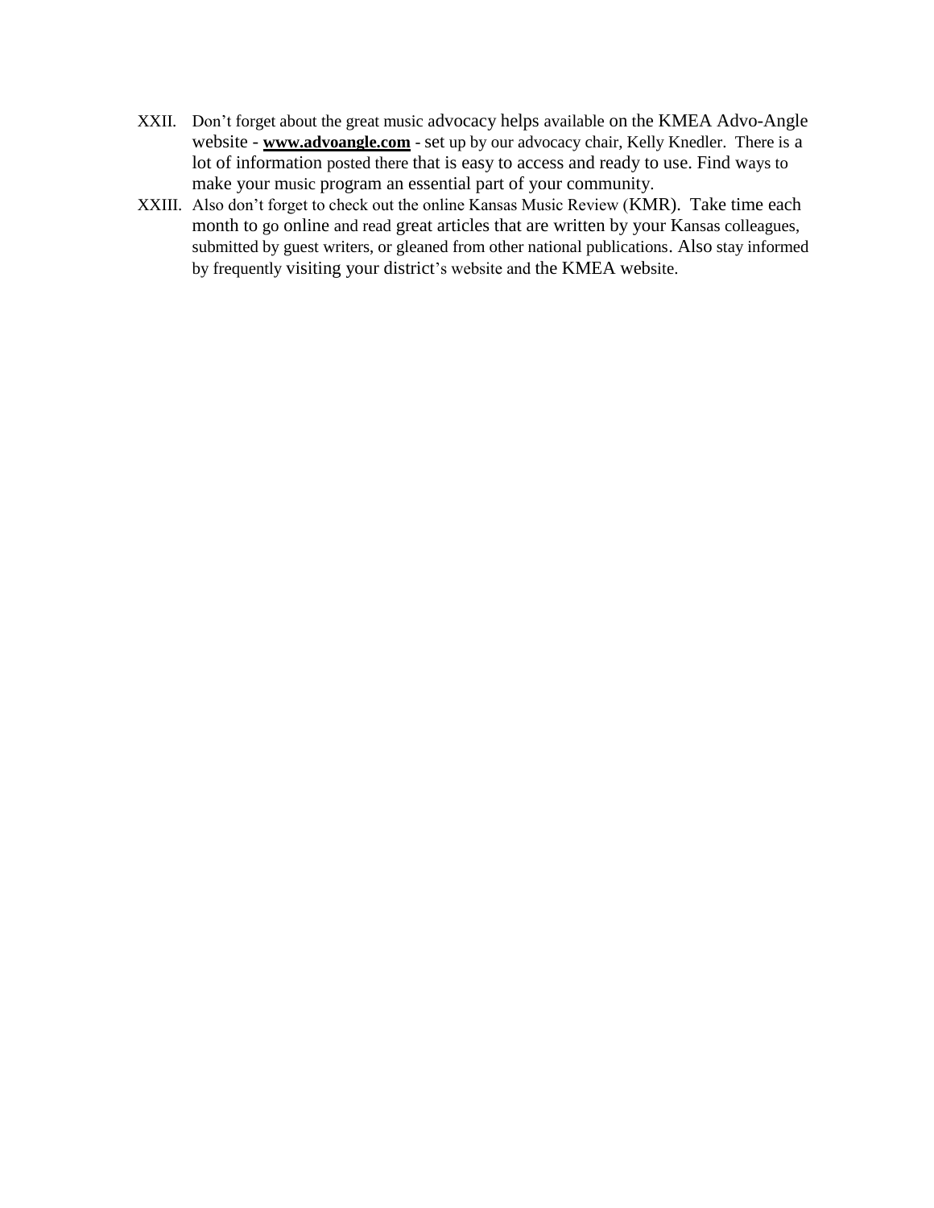XXII. Don't forget about the great music advocacy helps available on the KMEA Advo-Angle website - **www.advoangle.com** - set up by our advocacy chair, Kelly Knedler. There is a lot of information posted there that is easy to access and ready to use. Find ways to make your music program an essential part of your community.

XXIII. Also don't forget to check out the online Kansas Music Review (KMR). Take time each month to go online and read great articles that are written by your Kansas colleagues, submitted by guest writers, or gleaned from other national publications. Also stay informed by frequently visiting your district's website and the KMEA website.